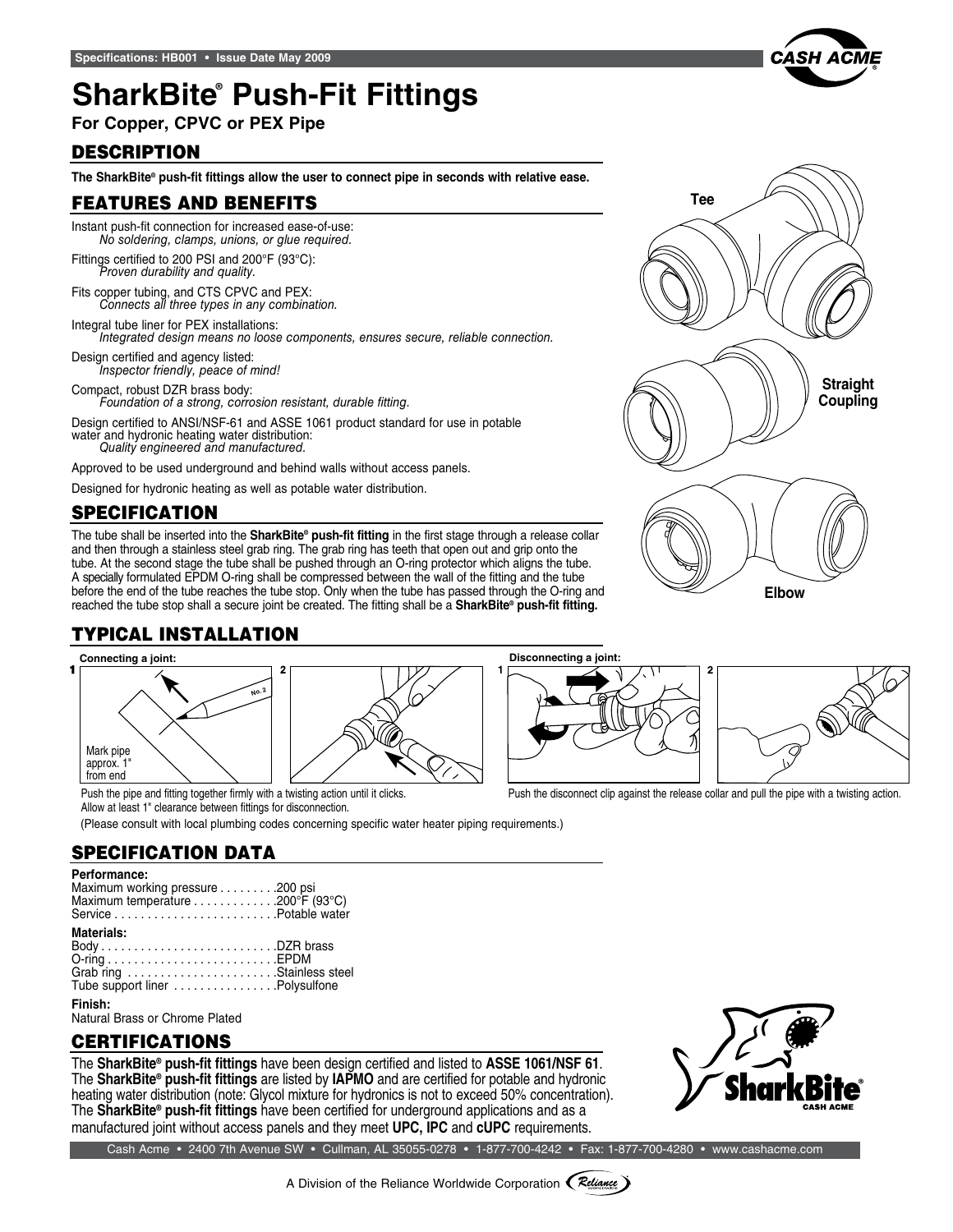Specifications: HB001 • Issue Date May 2009

# SharkBite® Push-Fit Fittings

**For Copper, CPVC or PEX Pipe**

## DESCRIPTION

**The SharkBite® push-fit fittings allow the user to connect pipe in seconds with relative ease.**

## FEATURES AND BENEFITS

Instant push-fit connection for increased ease-of-use:
*No soldering, clamps, unions, or glue required.*

Fittings certified to 200 PSI and 200°F (93°C):
*Proven durability and quality.*

Fits copper tubing, and CTS CPVC and PEX:
*Connects all three types in any combination.*

Integral tube liner for PEX installations:
*Integrated design means no loose components, ensures secure, reliable connection.*

Design certified and agency listed:
*Inspector friendly, peace of mind!*

Compact, robust DZR brass body:
*Foundation of a strong, corrosion resistant, durable fitting.*

Design certified to ANSI/NSF-61 and ASSE 1061 product standard for use in potable water and hydronic heating water distribution:
*Quality engineered and manufactured.*

Approved to be used underground and behind walls without access panels.

Designed for hydronic heating as well as potable water distribution.

## SPECIFICATION

The tube shall be inserted into the **SharkBite® push-fit fitting** in the first stage through a release collar and then through a stainless steel grab ring. The grab ring has teeth that open out and grip onto the tube. At the second stage the tube shall be pushed through an O-ring protector which aligns the tube. A specially formulated EPDM O-ring shall be compressed between the wall of the fitting and the tube before the end of the tube reaches the tube stop. Only when the tube has passed through the O-ring and reached the tube stop shall a secure joint be created. The fitting shall be a **SharkBite® push-fit fitting.**

Tee

Straight Coupling

Elbow

## TYPICAL INSTALLATION

**Connecting a joint:**

1 Mark pipe approx. 1" from end

2

Push the pipe and fitting together firmly with a twisting action until it clicks.
Allow at least 1" clearance between fittings for disconnection.

**Disconnecting a joint:**

1

2

Push the disconnect clip against the release collar and pull the pipe with a twisting action.

(Please consult with local plumbing codes concerning specific water heater piping requirements.)

## SPECIFICATION DATA

**Performance:**

Maximum working pressure . . . . . . . . .200 psi
Maximum temperature . . . . . . . . . . . . .200°F (93°C)
Service . . . . . . . . . . . . . . . . . . . . . . . . .Potable water

**Materials:**

Body . . . . . . . . . . . . . . . . . . . . . . . . . . .DZR brass
O-ring . . . . . . . . . . . . . . . . . . . . . . . . . .EPDM
Grab ring . . . . . . . . . . . . . . . . . . . . . . .Stainless steel
Tube support liner . . . . . . . . . . . . . . . .Polysulfone

**Finish:**

Natural Brass or Chrome Plated

## CERTIFICATIONS

The **SharkBite® push-fit fittings** have been design certified and listed to **ASSE 1061/NSF 61**. The **SharkBite® push-fit fittings** are listed by **IAPMO** and are certified for potable and hydronic heating water distribution (note: Glycol mixture for hydronics is not to exceed 50% concentration). The **SharkBite® push-fit fittings** have been certified for underground applications and as a manufactured joint without access panels and they meet **UPC, IPC** and **cUPC** requirements.

Cash Acme • 2400 7th Avenue SW • Cullman, AL 35055-0278 • 1-877-700-4242 • Fax: 1-877-700-4280 • www.cashacme.com

A Division of the Reliance Worldwide Corporation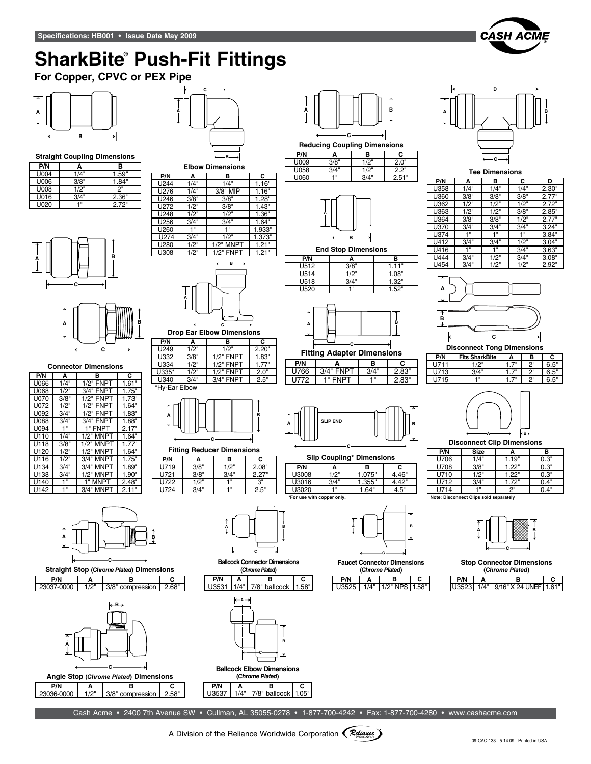# SharkBite® Push-Fit Fittings

**For Copper, CPVC or PEX Pipe**

### Straight Coupling Dimensions

| P/N | A | B |
|---|---|---|
| U004 | 1/4" | 1.59" |
| U006 | 3/8" | 1.84" |
| U008 | 1/2" | 2" |
| U016 | 3/4" | 2.36" |
| U020 | 1" | 2.72" |

### Elbow Dimensions

| P/N | A | B | C |
|---|---|---|---|
| U244 | 1/4" | 1/4" | 1.16" |
| U276 | 1/4" | 3/8" MIP | 1.16" |
| U246 | 3/8" | 3/8" | 1.28" |
| U272 | 1/2" | 3/8" | 1.43" |
| U248 | 1/2" | 1/2" | 1.36" |
| U256 | 3/4" | 3/4" | 1.64" |
| U260 | 1" | 1" | 1.933" |
| U274 | 3/4" | 1/2" | 1.373" |
| U280 | 1/2" | 1/2" MNPT | 1.21" |
| U308 | 1/2" | 1/2" FNPT | 1.21" |

### Reducing Coupling Dimensions

| P/N | A | B | C |
|---|---|---|---|
| U009 | 3/8" | 1/2" | 2.0" |
| U058 | 3/4" | 1/2" | 2.2" |
| U060 | 1" | 3/4" | 2.51" |

### Tee Dimensions

| P/N | A | B | C | D |
|---|---|---|---|---|
| U358 | 1/4" | 1/4" | 1/4" | 2.30" |
| U360 | 3/8" | 3/8" | 3/8" | 2.77" |
| U362 | 1/2" | 1/2" | 1/2" | 2.72" |
| U363 | 1/2" | 1/2" | 3/8" | 2.85" |
| U364 | 3/8" | 3/8" | 1/2" | 2.77" |
| U370 | 3/4" | 3/4" | 3/4" | 3.24" |
| U374 | 1" | 1" | 1" | 3.84" |
| U412 | 3/4" | 3/4" | 1/2" | 3.04" |
| U416 | 1" | 1" | 3/4" | 3.63" |
| U444 | 3/4" | 1/2" | 3/4" | 3.08" |
| U454 | 3/4" | 1/2" | 1/2" | 2.92" |

### End Stop Dimensions

| P/N | A | B |
|---|---|---|
| U512 | 3/8" | 1.11" |
| U514 | 1/2" | 1.08" |
| U518 | 3/4" | 1.32" |
| U520 | 1" | 1.52" |

### Connector Dimensions

| P/N | A | B | C |
|---|---|---|---|
| U066 | 1/4" | 1/2" FNPT | 1.61" |
| U068 | 1/2" | 3/4" FNPT | 1.75" |
| U070 | 3/8" | 1/2" FNPT | 1.73" |
| U072 | 1/2" | 1/2" FNPT | 1.64" |
| U092 | 3/4" | 1/2" FNPT | 1.83" |
| U088 | 3/4" | 3/4" FNPT | 1.88" |
| U094 | 1" | 1" FNPT | 2.17" |
| U110 | 1/4" | 1/2" MNPT | 1.64" |
| U118 | 3/8" | 1/2" MNPT | 1.77" |
| U120 | 1/2" | 1/2" MNPT | 1.64" |
| U116 | 1/2" | 3/4" MNPT | 1.75" |
| U134 | 3/4" | 3/4" MNPT | 1.89" |
| U138 | 3/4" | 1/2" MNPT | 1.90" |
| U140 | 1" | 1" MNPT | 2.48" |
| U142 | 1" | 3/4" MNPT | 2.11" |

### Drop Ear Elbow Dimensions

| P/N | A | B | C |
|---|---|---|---|
| U249 | 1/2" | 1/2" | 2.20" |
| U332 | 3/8" | 1/2" FNPT | 1.83" |
| U334 | 1/2" | 1/2" FNPT | 1.77" |
| U335* | 1/2" | 1/2" FNPT | 2.0" |
| U340 | 3/4" | 3/4" FNPT | 2.5" |

*Hy-Ear Elbow

### Fitting Adapter Dimensions

| P/N | A | B | C |
|---|---|---|---|
| U766 | 3/4" FNPT | 3/4" | 2.83" |
| U772 | 1" FNPT | 1" | 2.83" |

### Disconnect Tong Dimensions

| P/N | Fits SharkBite | A | B | C |
|---|---|---|---|---|
| U711 | 1/2" | 1.7" | 2" | 6.5" |
| U713 | 3/4" | 1.7" | 2" | 6.5" |
| U715 | 1" | 1.7" | 2" | 6.5" |

### Fitting Reducer Dimensions

| P/N | A | B | C |
|---|---|---|---|
| U719 | 3/8" | 1/2" | 2.08" |
| U721 | 3/8" | 3/4" | 2.27" |
| U722 | 1/2" | 1" | 3" |
| U724 | 3/4" | 1" | 2.5" |

### Slip Coupling* Dimensions

SLIP END

| P/N | A | B | C |
|---|---|---|---|
| U3008 | 1/2" | 1.075" | 4.46" |
| U3016 | 3/4" | 1.355" | 4.42" |
| U3020 | 1" | 1.64" | 4.5" |

*For use with copper only.

### Disconnect Clip Dimensions

| P/N | Size | A | B |
|---|---|---|---|
| U706 | 1/4" | 1.19" | 0.3" |
| U708 | 3/8" | 1.22" | 0.3" |
| U710 | 1/2" | 1.22" | 0.3" |
| U712 | 3/4" | 1.72" | 0.4" |
| U714 | 1" | 2" | 0.4" |

Note: Disconnect Clips sold separately

### Straight Stop (*Chrome Plated*) Dimensions

| P/N | A | B | C |
|---|---|---|---|
| 23037-0000 | 1/2" | 3/8" compression | 2.68" |

### Ballcock Connector Dimensions (*Chrome Plated*)

| P/N | A | B | C |
|---|---|---|---|
| U3531 | 1/4" | 7/8" ballcock | 1.58" |

### Faucet Connector Dimensions (*Chrome Plated*)

| P/N | A | B | C |
|---|---|---|---|
| U3525 | 1/4" | 1/2" NPS | 1.58" |

### Stop Connector Dimensions (*Chrome Plated*)

| P/N | A | B | C |
|---|---|---|---|
| U3523 | 1/4" | 9/16" X 24 UNEF | 1.61" |

### Angle Stop (*Chrome Plated*) Dimensions

| P/N | A | B | C |
|---|---|---|---|
| 23036-0000 | 1/2" | 3/8" compression | 2.58" |

### Ballcock Elbow Dimensions (*Chrome Plated*)

| P/N | A | B | C |
|---|---|---|---|
| U3537 | 1/4" | 7/8" ballcock | 1.05" |

Cash Acme • 2400 7th Avenue SW • Cullman, AL 35055-0278 • 1-877-700-4242 • Fax: 1-877-700-4280 • www.cashacme.com

A Division of the Reliance Worldwide Corporation

09-CAC-133 5.14.09 Printed in USA